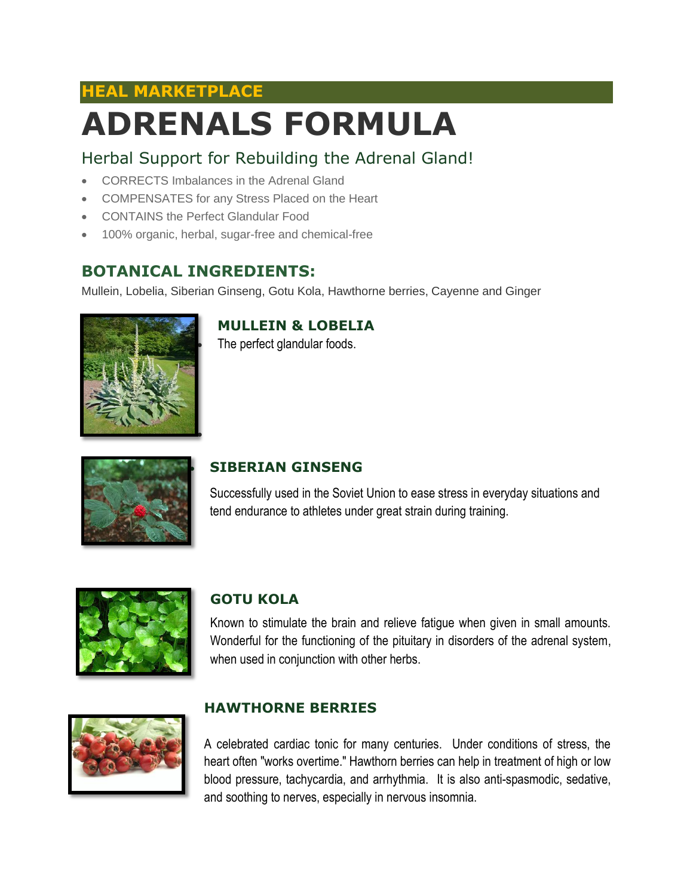HEAL MARKETPLACE

# ADRENALS FORMULA

## Herbal Support for Rebuilding the Adrenal Gland!

- CORRECTS Imbalances in the Adrenal Gland
- COMPENSATES for any Stress Placed on the Heart
- CONTAINS the Perfect Glandular Food
- 100% organic, herbal, sugar-free and chemical-free

## BOTANICAL INGREDIENTS:

Mullein, Lobelia, Siberian Ginseng, Gotu Kola, Hawthorne berries, Cayenne and Ginger

### MULLEIN & LOBELIA

The perfect glandular foods.

### SIBERIAN GINSENG

Successfully used in the Soviet Union to ease stress in everyday situations and tend endurance to athletes under great strain during training.

### GOTU KOLA

Known to stimulate the brain and relieve fatigue when given in small amounts. Wonderful for the functioning of the pituitary in disorders of the adrenal system, when used in conjunction with other herbs.

### HAWTHORNE BERRIES

A celebrated cardiac tonic for many centuries. Under conditions of stress, the heart often "works overtime." Hawthorn berries can help in treatment of high or low blood pressure, tachycardia, and arrhythmia. It is also anti-spasmodic, sedative, and soothing to nerves, especially in nervous insomnia.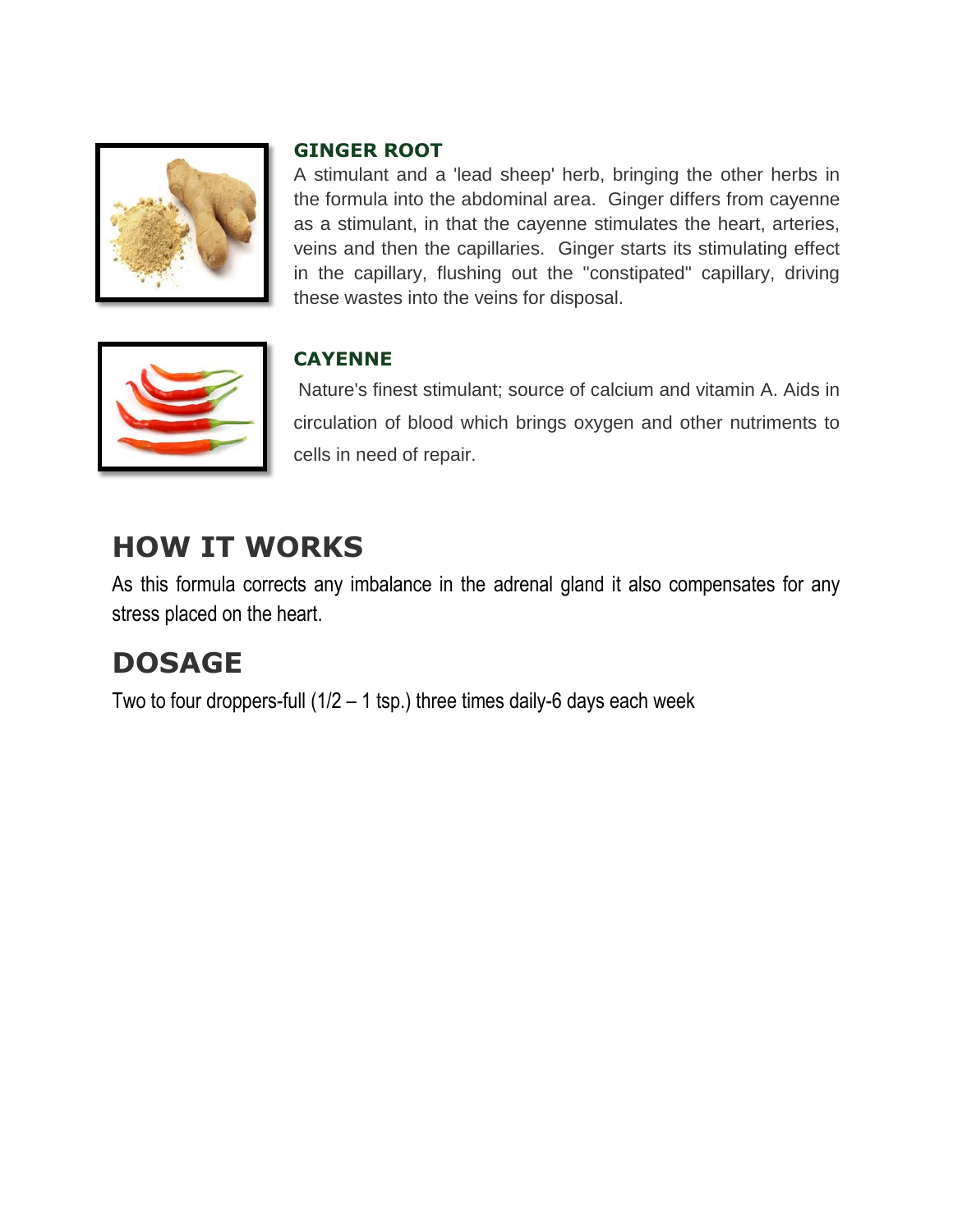### GINGER ROOT

A stimulant and a 'lead sheep' herb, bringing the other herbs in the formula into the abdominal area. Ginger differs from cayenne as a stimulant, in that the cayenne stimulates the heart, arteries, veins and then the capillaries. Ginger starts its stimulating effect in the capillary, flushing out the "constipated" capillary, driving these wastes into the veins for disposal.

### CAYENNE

Nature's finest stimulant; source of calcium and vitamin A. Aids in circulation of blood which brings oxygen and other nutriments to cells in need of repair.

## HOW IT WORKS

As this formula corrects any imbalance in the adrenal gland it also compensates for any stress placed on the heart.

## DOSAGE

Two to four droppers-full (1/2 – 1 tsp.) three times daily-6 days each week